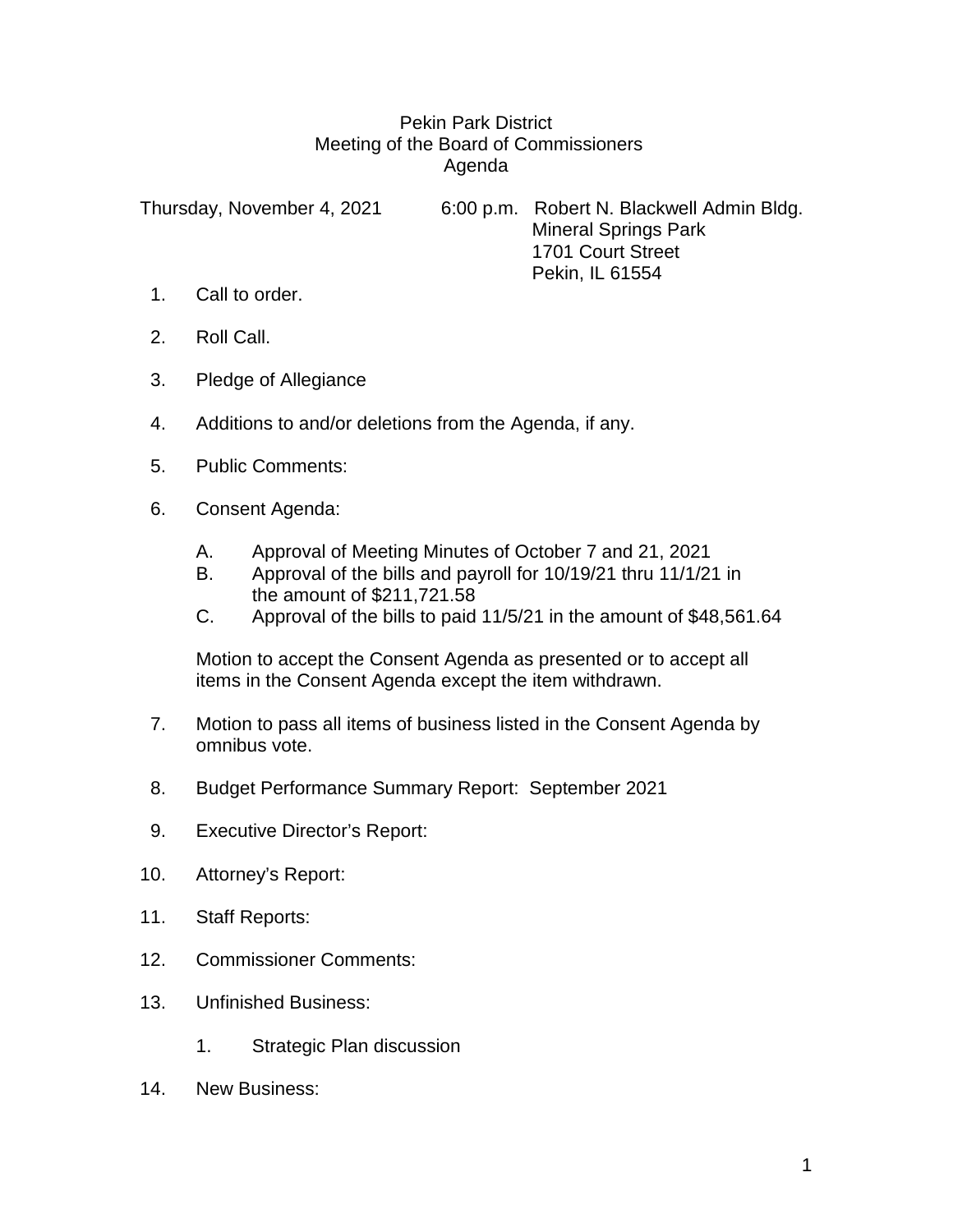# Pekin Park District
## Meeting of the Board of Commissioners
## Agenda

Thursday, November 4, 2021 — 6:00 p.m. — Robert N. Blackwell Admin Bldg.
Mineral Springs Park
1701 Court Street
Pekin, IL 61554

1. Call to order.

2. Roll Call.

3. Pledge of Allegiance

4. Additions to and/or deletions from the Agenda, if any.

5. Public Comments:

6. Consent Agenda:

   A. Approval of Meeting Minutes of October 7 and 21, 2021
   B. Approval of the bills and payroll for 10/19/21 thru 11/1/21 in the amount of $211,721.58
   C. Approval of the bills to paid 11/5/21 in the amount of $48,561.64

   Motion to accept the Consent Agenda as presented or to accept all items in the Consent Agenda except the item withdrawn.

7. Motion to pass all items of business listed in the Consent Agenda by omnibus vote.

8. Budget Performance Summary Report: September 2021

9. Executive Director's Report:

10. Attorney's Report:

11. Staff Reports:

12. Commissioner Comments:

13. Unfinished Business:

    1. Strategic Plan discussion

14. New Business: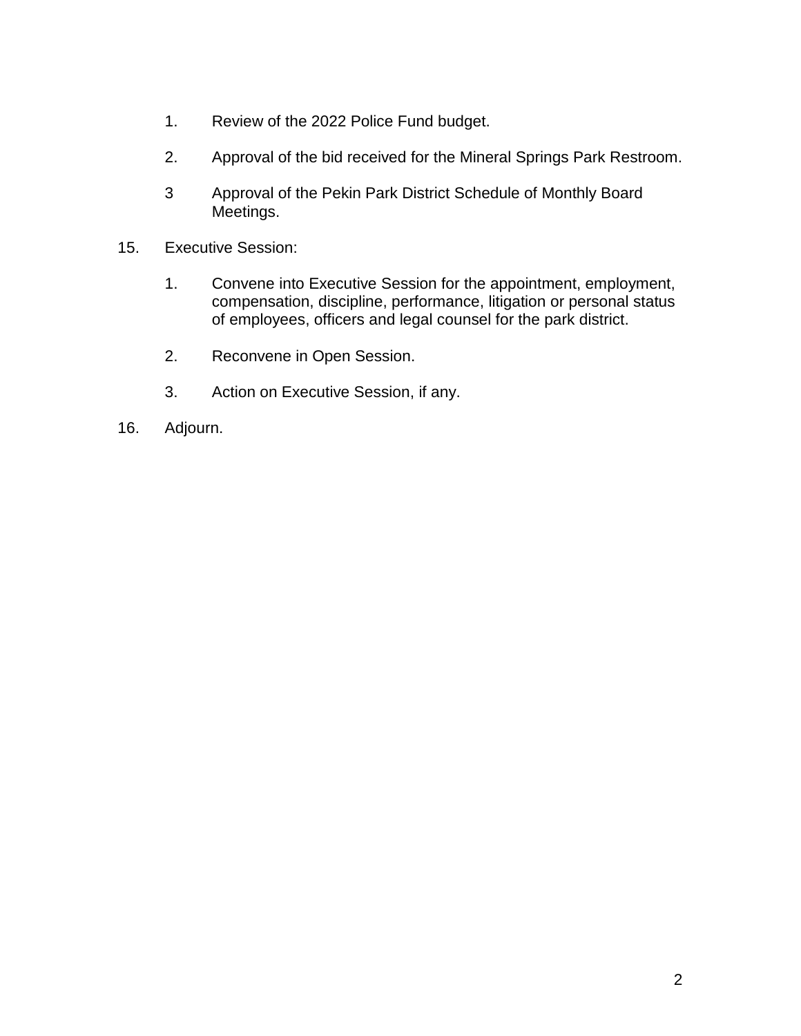1. Review of the 2022 Police Fund budget.

2. Approval of the bid received for the Mineral Springs Park Restroom.

3 Approval of the Pekin Park District Schedule of Monthly Board Meetings.

15. Executive Session:

    1. Convene into Executive Session for the appointment, employment, compensation, discipline, performance, litigation or personal status of employees, officers and legal counsel for the park district.

    2. Reconvene in Open Session.

    3. Action on Executive Session, if any.

16. Adjourn.